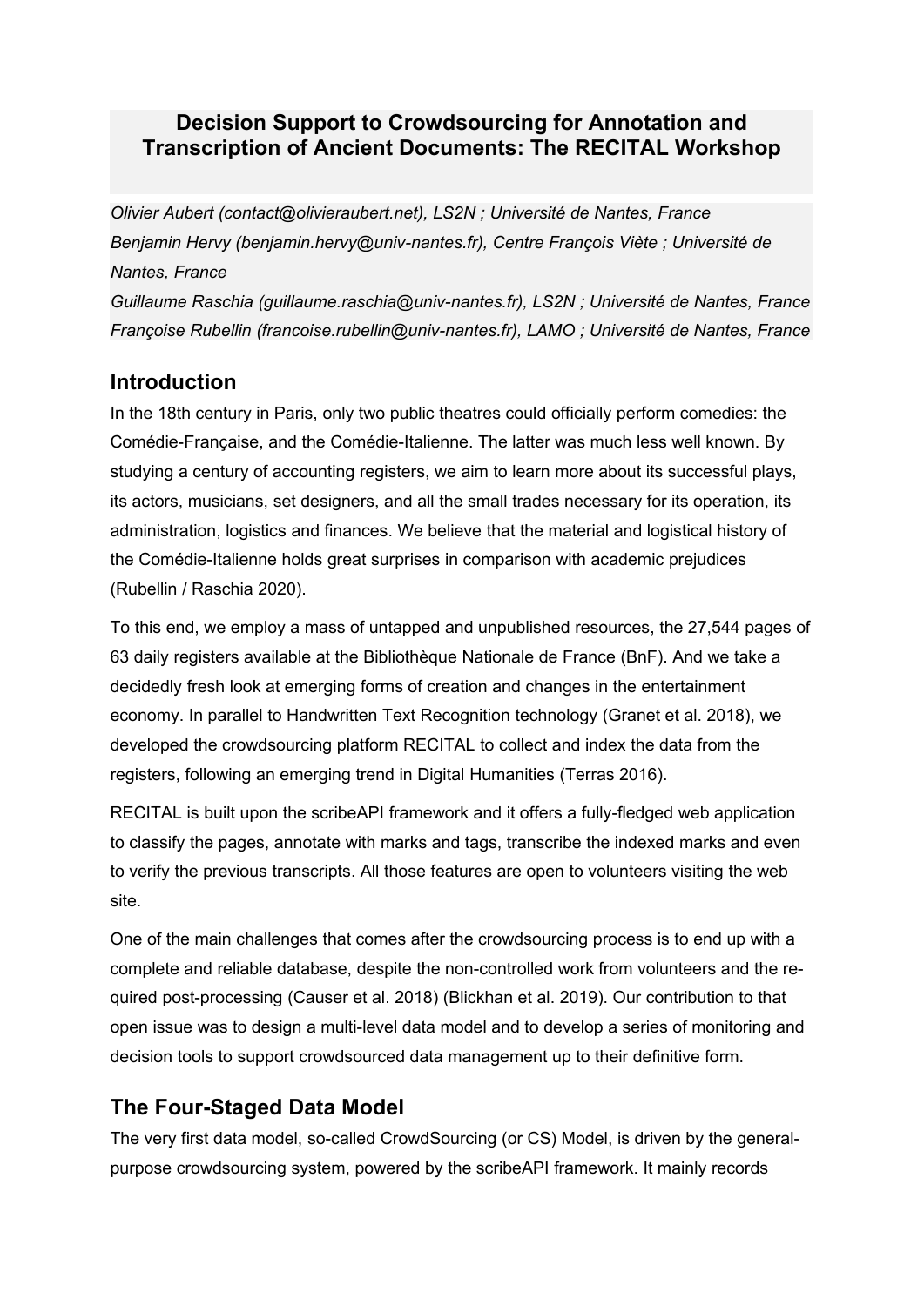# Decision Support to Crowdsourcing for Annotation and Transcription of Ancient Documents: The RECITAL Workshop

*Olivier Aubert (contact@olivieraubert.net), LS2N ; Université de Nantes, France*
*Benjamin Hervy (benjamin.hervy@univ-nantes.fr), Centre François Viète ; Université de Nantes, France*
*Guillaume Raschia (guillaume.raschia@univ-nantes.fr), LS2N ; Université de Nantes, France*
*Françoise Rubellin (francoise.rubellin@univ-nantes.fr), LAMO ; Université de Nantes, France*

## Introduction

In the 18th century in Paris, only two public theatres could officially perform comedies: the Comédie-Française, and the Comédie-Italienne. The latter was much less well known. By studying a century of accounting registers, we aim to learn more about its successful plays, its actors, musicians, set designers, and all the small trades necessary for its operation, its administration, logistics and finances. We believe that the material and logistical history of the Comédie-Italienne holds great surprises in comparison with academic prejudices (Rubellin / Raschia 2020).

To this end, we employ a mass of untapped and unpublished resources, the 27,544 pages of 63 daily registers available at the Bibliothèque Nationale de France (BnF). And we take a decidedly fresh look at emerging forms of creation and changes in the entertainment economy. In parallel to Handwritten Text Recognition technology (Granet et al. 2018), we developed the crowdsourcing platform RECITAL to collect and index the data from the registers, following an emerging trend in Digital Humanities (Terras 2016).

RECITAL is built upon the scribeAPI framework and it offers a fully-fledged web application to classify the pages, annotate with marks and tags, transcribe the indexed marks and even to verify the previous transcripts. All those features are open to volunteers visiting the web site.

One of the main challenges that comes after the crowdsourcing process is to end up with a complete and reliable database, despite the non-controlled work from volunteers and the re-quired post-processing (Causer et al. 2018) (Blickhan et al. 2019). Our contribution to that open issue was to design a multi-level data model and to develop a series of monitoring and decision tools to support crowdsourced data management up to their definitive form.

## The Four-Staged Data Model

The very first data model, so-called CrowdSourcing (or CS) Model, is driven by the general-purpose crowdsourcing system, powered by the scribeAPI framework. It mainly records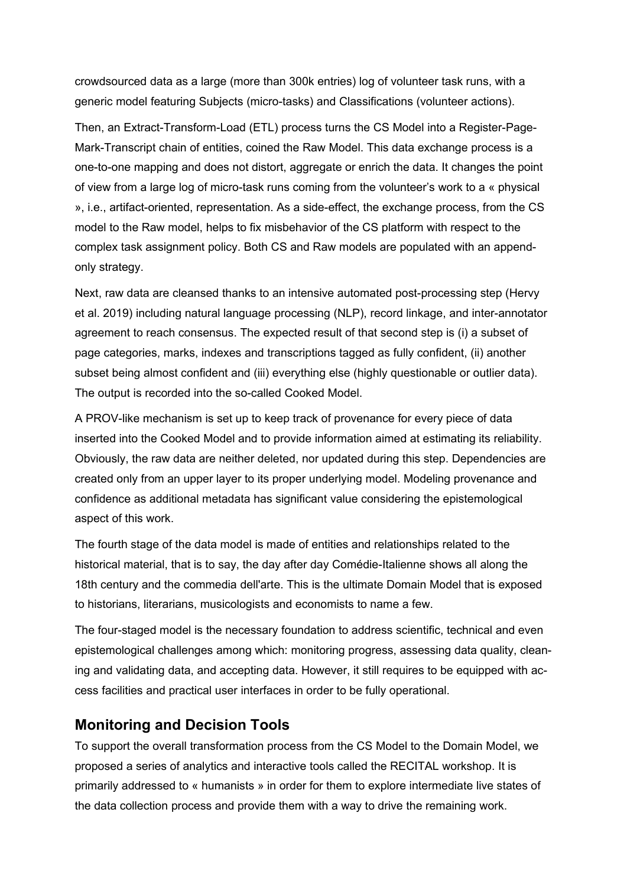crowdsourced data as a large (more than 300k entries) log of volunteer task runs, with a generic model featuring Subjects (micro-tasks) and Classifications (volunteer actions).

Then, an Extract-Transform-Load (ETL) process turns the CS Model into a Register-Page-Mark-Transcript chain of entities, coined the Raw Model. This data exchange process is a one-to-one mapping and does not distort, aggregate or enrich the data. It changes the point of view from a large log of micro-task runs coming from the volunteer's work to a « physical », i.e., artifact-oriented, representation. As a side-effect, the exchange process, from the CS model to the Raw model, helps to fix misbehavior of the CS platform with respect to the complex task assignment policy. Both CS and Raw models are populated with an append-only strategy.

Next, raw data are cleansed thanks to an intensive automated post-processing step (Hervy et al. 2019) including natural language processing (NLP), record linkage, and inter-annotator agreement to reach consensus. The expected result of that second step is (i) a subset of page categories, marks, indexes and transcriptions tagged as fully confident, (ii) another subset being almost confident and (iii) everything else (highly questionable or outlier data). The output is recorded into the so-called Cooked Model.

A PROV-like mechanism is set up to keep track of provenance for every piece of data inserted into the Cooked Model and to provide information aimed at estimating its reliability. Obviously, the raw data are neither deleted, nor updated during this step. Dependencies are created only from an upper layer to its proper underlying model. Modeling provenance and confidence as additional metadata has significant value considering the epistemological aspect of this work.

The fourth stage of the data model is made of entities and relationships related to the historical material, that is to say, the day after day Comédie-Italienne shows all along the 18th century and the commedia dell'arte. This is the ultimate Domain Model that is exposed to historians, literarians, musicologists and economists to name a few.

The four-staged model is the necessary foundation to address scientific, technical and even epistemological challenges among which: monitoring progress, assessing data quality, cleaning and validating data, and accepting data. However, it still requires to be equipped with access facilities and practical user interfaces in order to be fully operational.

## Monitoring and Decision Tools

To support the overall transformation process from the CS Model to the Domain Model, we proposed a series of analytics and interactive tools called the RECITAL workshop. It is primarily addressed to « humanists » in order for them to explore intermediate live states of the data collection process and provide them with a way to drive the remaining work.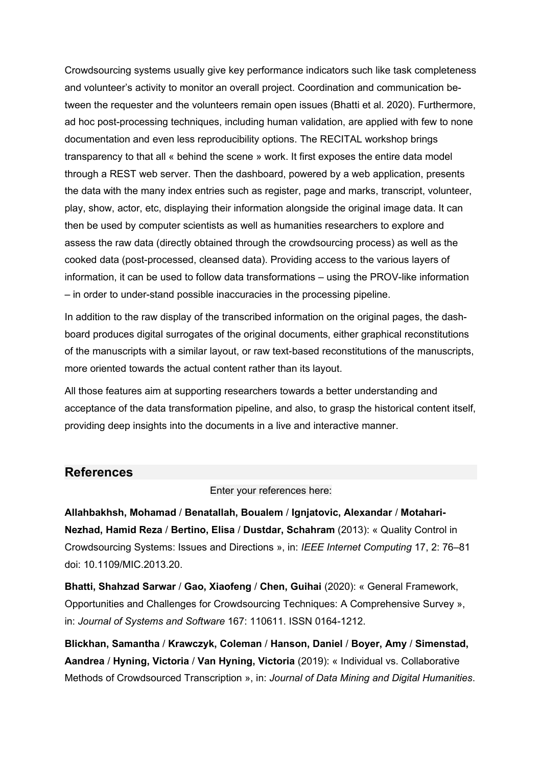Crowdsourcing systems usually give key performance indicators such like task completeness and volunteer's activity to monitor an overall project. Coordination and communication between the requester and the volunteers remain open issues (Bhatti et al. 2020). Furthermore, ad hoc post-processing techniques, including human validation, are applied with few to none documentation and even less reproducibility options. The RECITAL workshop brings transparency to that all « behind the scene » work. It first exposes the entire data model through a REST web server. Then the dashboard, powered by a web application, presents the data with the many index entries such as register, page and marks, transcript, volunteer, play, show, actor, etc, displaying their information alongside the original image data. It can then be used by computer scientists as well as humanities researchers to explore and assess the raw data (directly obtained through the crowdsourcing process) as well as the cooked data (post-processed, cleansed data). Providing access to the various layers of information, it can be used to follow data transformations – using the PROV-like information – in order to under-stand possible inaccuracies in the processing pipeline.

In addition to the raw display of the transcribed information on the original pages, the dashboard produces digital surrogates of the original documents, either graphical reconstitutions of the manuscripts with a similar layout, or raw text-based reconstitutions of the manuscripts, more oriented towards the actual content rather than its layout.

All those features aim at supporting researchers towards a better understanding and acceptance of the data transformation pipeline, and also, to grasp the historical content itself, providing deep insights into the documents in a live and interactive manner.

## References

Enter your references here:

**Allahbakhsh, Mohamad** / **Benatallah, Boualem** / **Ignjatovic, Alexandar** / **Motahari-Nezhad, Hamid Reza** / **Bertino, Elisa** / **Dustdar, Schahram** (2013): « Quality Control in Crowdsourcing Systems: Issues and Directions », in: *IEEE Internet Computing* 17, 2: 76–81 doi: 10.1109/MIC.2013.20.

**Bhatti, Shahzad Sarwar** / **Gao, Xiaofeng** / **Chen, Guihai** (2020): « General Framework, Opportunities and Challenges for Crowdsourcing Techniques: A Comprehensive Survey », in: *Journal of Systems and Software* 167: 110611. ISSN 0164-1212.

**Blickhan, Samantha** / **Krawczyk, Coleman** / **Hanson, Daniel** / **Boyer, Amy** / **Simenstad, Aandrea** / **Hyning, Victoria** / **Van Hyning, Victoria** (2019): « Individual vs. Collaborative Methods of Crowdsourced Transcription », in: *Journal of Data Mining and Digital Humanities*.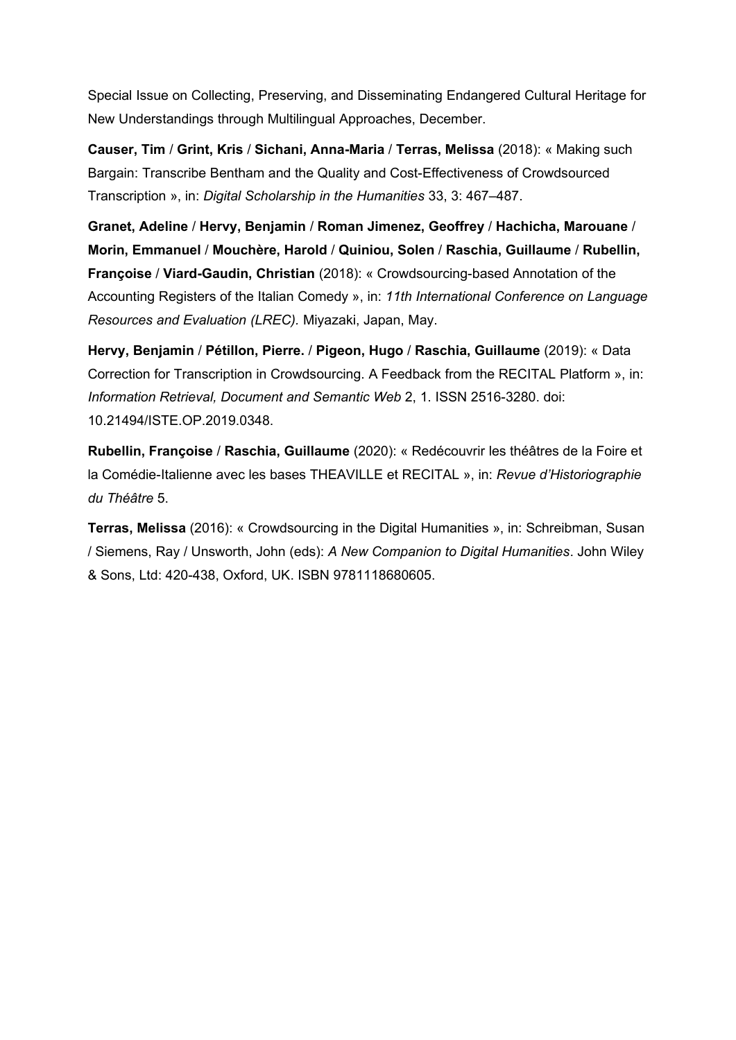Special Issue on Collecting, Preserving, and Disseminating Endangered Cultural Heritage for New Understandings through Multilingual Approaches, December.

**Causer, Tim** / **Grint, Kris** / **Sichani, Anna-Maria** / **Terras, Melissa** (2018): « Making such Bargain: Transcribe Bentham and the Quality and Cost-Effectiveness of Crowdsourced Transcription », in: *Digital Scholarship in the Humanities* 33, 3: 467–487.

**Granet, Adeline** / **Hervy, Benjamin** / **Roman Jimenez, Geoffrey** / **Hachicha, Marouane** / **Morin, Emmanuel** / **Mouchère, Harold** / **Quiniou, Solen** / **Raschia, Guillaume** / **Rubellin, Françoise** / **Viard-Gaudin, Christian** (2018): « Crowdsourcing-based Annotation of the Accounting Registers of the Italian Comedy », in: *11th International Conference on Language Resources and Evaluation (LREC)*. Miyazaki, Japan, May.

**Hervy, Benjamin** / **Pétillon, Pierre.** / **Pigeon, Hugo** / **Raschia, Guillaume** (2019): « Data Correction for Transcription in Crowdsourcing. A Feedback from the RECITAL Platform », in: *Information Retrieval, Document and Semantic Web* 2, 1. ISSN 2516-3280. doi: 10.21494/ISTE.OP.2019.0348.

**Rubellin, Françoise** / **Raschia, Guillaume** (2020): « Redécouvrir les théâtres de la Foire et la Comédie-Italienne avec les bases THEAVILLE et RECITAL », in: *Revue d'Historiographie du Théâtre* 5.

**Terras, Melissa** (2016): « Crowdsourcing in the Digital Humanities », in: Schreibman, Susan / Siemens, Ray / Unsworth, John (eds): *A New Companion to Digital Humanities*. John Wiley & Sons, Ltd: 420-438, Oxford, UK. ISBN 9781118680605.